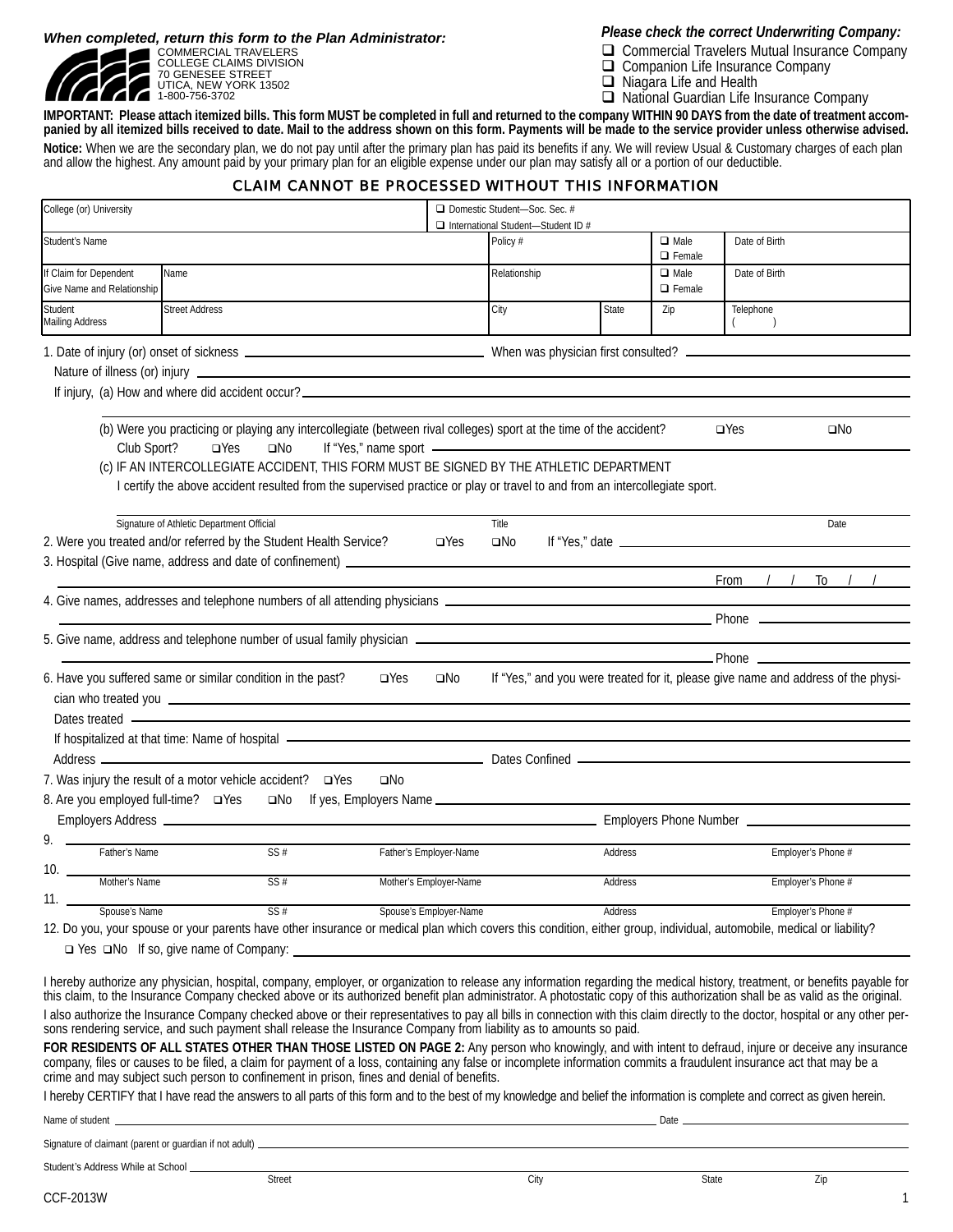*When completed, return this form to the Plan Administrator:*

COMMERCIAL TRAVELERS
COLLEGE CLAIMS DIVISION
70 GENESEE STREET
UTICA, NEW YORK 13502
1-800-756-3702

*Please check the correct Underwriting Company:*

- ❑ Commercial Travelers Mutual Insurance Company
- ❑ Companion Life Insurance Company
- ❑ Niagara Life and Health
- ❑ National Guardian Life Insurance Company

**IMPORTANT: Please attach itemized bills. This form MUST be completed in full and returned to the company WITHIN 90 DAYS from the date of treatment accompanied by all itemized bills received to date. Mail to the address shown on this form. Payments will be made to the service provider unless otherwise advised.**

**Notice:** When we are the secondary plan, we do not pay until after the primary plan has paid its benefits if any. We will review Usual & Customary charges of each plan and allow the highest. Any amount paid by your primary plan for an eligible expense under our plan may satisfy all or a portion of our deductible.

## CLAIM CANNOT BE PROCESSED WITHOUT THIS INFORMATION

| College (or) University | | ❑ Domestic Student—Soc. Sec. # ❑ International Student—Student ID # | | | |
|---|---|---|---|---|---|
| Student's Name | | Policy # | | ❑ Male ❑ Female | Date of Birth |
| If Claim for Dependent Give Name and Relationship | Name | Relationship | | ❑ Male ❑ Female | Date of Birth |
| Student Mailing Address | Street Address | City | State | Zip | Telephone ( ) |

1. Date of injury (or) onset of sickness ______ When was physician first consulted? ______
   Nature of illness (or) injury ______
   If injury, (a) How and where did accident occur? ______
   (b) Were you practicing or playing any intercollegiate (between rival colleges) sport at the time of the accident? ❑Yes ❑No
   Club Sport? ❑Yes ❑No If "Yes," name sport ______
   (c) IF AN INTERCOLLEGIATE ACCIDENT, THIS FORM MUST BE SIGNED BY THE ATHLETIC DEPARTMENT
   I certify the above accident resulted from the supervised practice or play or travel to and from an intercollegiate sport.

   Signature of Athletic Department Official ______ Title ______ Date ______
2. Were you treated and/or referred by the Student Health Service? ❑Yes ❑No If "Yes," date ______
3. Hospital (Give name, address and date of confinement) ______ From / / To / /
4. Give names, addresses and telephone numbers of all attending physicians ______ Phone ______
5. Give name, address and telephone number of usual family physician ______ Phone ______
6. Have you suffered same or similar condition in the past? ❑Yes ❑No If "Yes," and you were treated for it, please give name and address of the physician who treated you ______
   Dates treated ______
   If hospitalized at that time: Name of hospital ______
   Address ______ Dates Confined ______
7. Was injury the result of a motor vehicle accident? ❑Yes ❑No
8. Are you employed full-time? ❑Yes ❑No If yes, Employers Name ______
   Employers Address ______ Employers Phone Number ______
9. ______ Father's Name / SS # / Father's Employer-Name / Address / Employer's Phone #
10. ______ Mother's Name / SS # / Mother's Employer-Name / Address / Employer's Phone #
11. ______ Spouse's Name / SS # / Spouse's Employer-Name / Address / Employer's Phone #
12. Do you, your spouse or your parents have other insurance or medical plan which covers this condition, either group, individual, automobile, medical or liability?
    ❑ Yes ❑No If so, give name of Company: ______

I hereby authorize any physician, hospital, company, employer, or organization to release any information regarding the medical history, treatment, or benefits payable for this claim, to the Insurance Company checked above or its authorized benefit plan administrator. A photostatic copy of this authorization shall be as valid as the original.

I also authorize the Insurance Company checked above or their representatives to pay all bills in connection with this claim directly to the doctor, hospital or any other persons rendering service, and such payment shall release the Insurance Company from liability as to amounts so paid.

**FOR RESIDENTS OF ALL STATES OTHER THAN THOSE LISTED ON PAGE 2:** Any person who knowingly, and with intent to defraud, injure or deceive any insurance company, files or causes to be filed, a claim for payment of a loss, containing any false or incomplete information commits a fraudulent insurance act that may be a crime and may subject such person to confinement in prison, fines and denial of benefits.

I hereby CERTIFY that I have read the answers to all parts of this form and to the best of my knowledge and belief the information is complete and correct as given herein.

Name of student ______ Date ______

Signature of claimant (parent or guardian if not adult) ______

Student's Address While at School ______
Street / City / State / Zip

CCF-2013W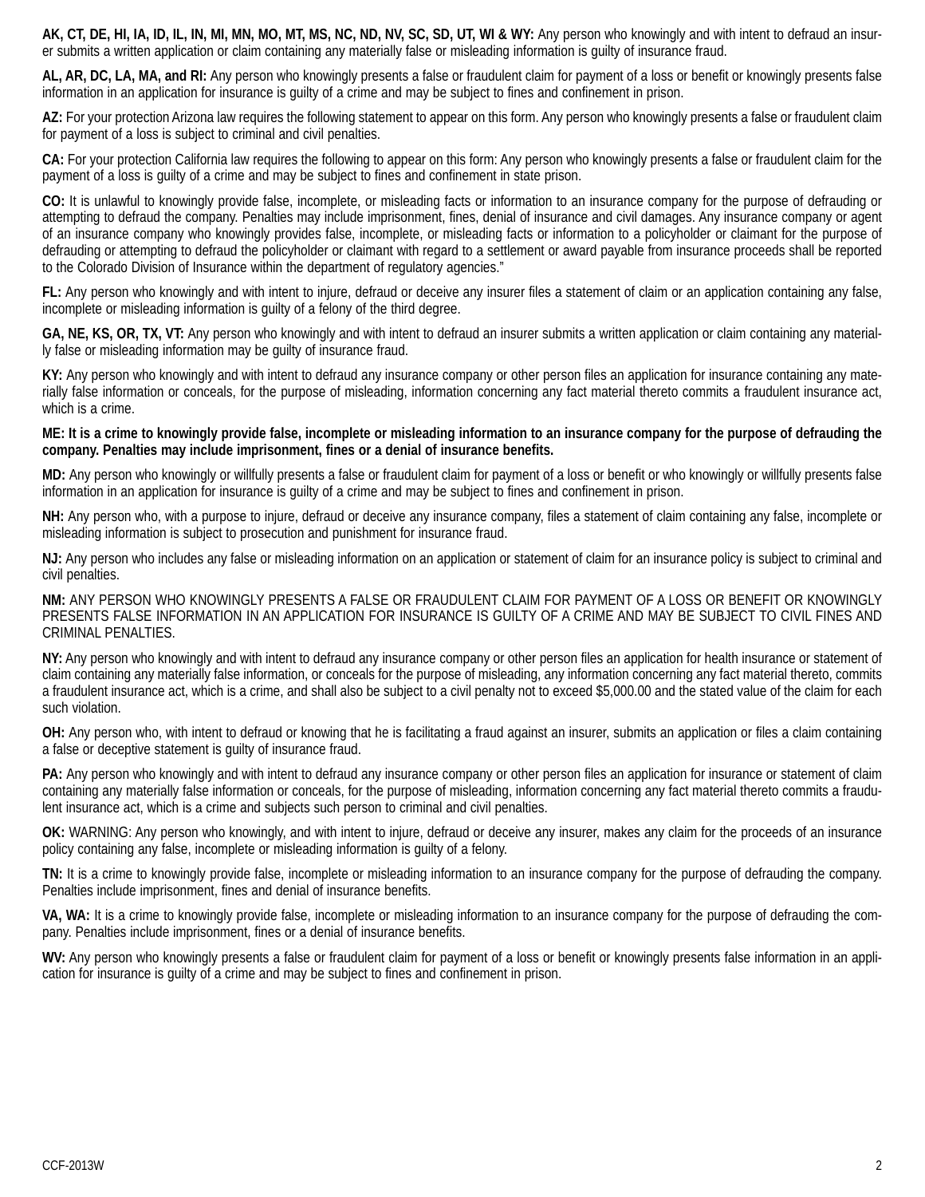**AK, CT, DE, HI, IA, ID, IL, IN, MI, MN, MO, MT, MS, NC, ND, NV, SC, SD, UT, WI & WY:** Any person who knowingly and with intent to defraud an insurer submits a written application or claim containing any materially false or misleading information is guilty of insurance fraud.

**AL, AR, DC, LA, MA, and RI:** Any person who knowingly presents a false or fraudulent claim for payment of a loss or benefit or knowingly presents false information in an application for insurance is guilty of a crime and may be subject to fines and confinement in prison.

**AZ:** For your protection Arizona law requires the following statement to appear on this form. Any person who knowingly presents a false or fraudulent claim for payment of a loss is subject to criminal and civil penalties.

**CA:** For your protection California law requires the following to appear on this form: Any person who knowingly presents a false or fraudulent claim for the payment of a loss is guilty of a crime and may be subject to fines and confinement in state prison.

**CO:** It is unlawful to knowingly provide false, incomplete, or misleading facts or information to an insurance company for the purpose of defrauding or attempting to defraud the company. Penalties may include imprisonment, fines, denial of insurance and civil damages. Any insurance company or agent of an insurance company who knowingly provides false, incomplete, or misleading facts or information to a policyholder or claimant for the purpose of defrauding or attempting to defraud the policyholder or claimant with regard to a settlement or award payable from insurance proceeds shall be reported to the Colorado Division of Insurance within the department of regulatory agencies."

**FL:** Any person who knowingly and with intent to injure, defraud or deceive any insurer files a statement of claim or an application containing any false, incomplete or misleading information is guilty of a felony of the third degree.

**GA, NE, KS, OR, TX, VT:** Any person who knowingly and with intent to defraud an insurer submits a written application or claim containing any materially false or misleading information may be guilty of insurance fraud.

**KY:** Any person who knowingly and with intent to defraud any insurance company or other person files an application for insurance containing any materially false information or conceals, for the purpose of misleading, information concerning any fact material thereto commits a fraudulent insurance act, which is a crime.

**ME: It is a crime to knowingly provide false, incomplete or misleading information to an insurance company for the purpose of defrauding the company. Penalties may include imprisonment, fines or a denial of insurance benefits.**

**MD:** Any person who knowingly or willfully presents a false or fraudulent claim for payment of a loss or benefit or who knowingly or willfully presents false information in an application for insurance is guilty of a crime and may be subject to fines and confinement in prison.

**NH:** Any person who, with a purpose to injure, defraud or deceive any insurance company, files a statement of claim containing any false, incomplete or misleading information is subject to prosecution and punishment for insurance fraud.

**NJ:** Any person who includes any false or misleading information on an application or statement of claim for an insurance policy is subject to criminal and civil penalties.

**NM:** ANY PERSON WHO KNOWINGLY PRESENTS A FALSE OR FRAUDULENT CLAIM FOR PAYMENT OF A LOSS OR BENEFIT OR KNOWINGLY PRESENTS FALSE INFORMATION IN AN APPLICATION FOR INSURANCE IS GUILTY OF A CRIME AND MAY BE SUBJECT TO CIVIL FINES AND CRIMINAL PENALTIES.

**NY:** Any person who knowingly and with intent to defraud any insurance company or other person files an application for health insurance or statement of claim containing any materially false information, or conceals for the purpose of misleading, any information concerning any fact material thereto, commits a fraudulent insurance act, which is a crime, and shall also be subject to a civil penalty not to exceed $5,000.00 and the stated value of the claim for each such violation.

**OH:** Any person who, with intent to defraud or knowing that he is facilitating a fraud against an insurer, submits an application or files a claim containing a false or deceptive statement is guilty of insurance fraud.

**PA:** Any person who knowingly and with intent to defraud any insurance company or other person files an application for insurance or statement of claim containing any materially false information or conceals, for the purpose of misleading, information concerning any fact material thereto commits a fraudulent insurance act, which is a crime and subjects such person to criminal and civil penalties.

**OK:** WARNING: Any person who knowingly, and with intent to injure, defraud or deceive any insurer, makes any claim for the proceeds of an insurance policy containing any false, incomplete or misleading information is guilty of a felony.

**TN:** It is a crime to knowingly provide false, incomplete or misleading information to an insurance company for the purpose of defrauding the company. Penalties include imprisonment, fines and denial of insurance benefits.

**VA, WA:** It is a crime to knowingly provide false, incomplete or misleading information to an insurance company for the purpose of defrauding the company. Penalties include imprisonment, fines or a denial of insurance benefits.

**WV:** Any person who knowingly presents a false or fraudulent claim for payment of a loss or benefit or knowingly presents false information in an application for insurance is guilty of a crime and may be subject to fines and confinement in prison.

CCF-2013W